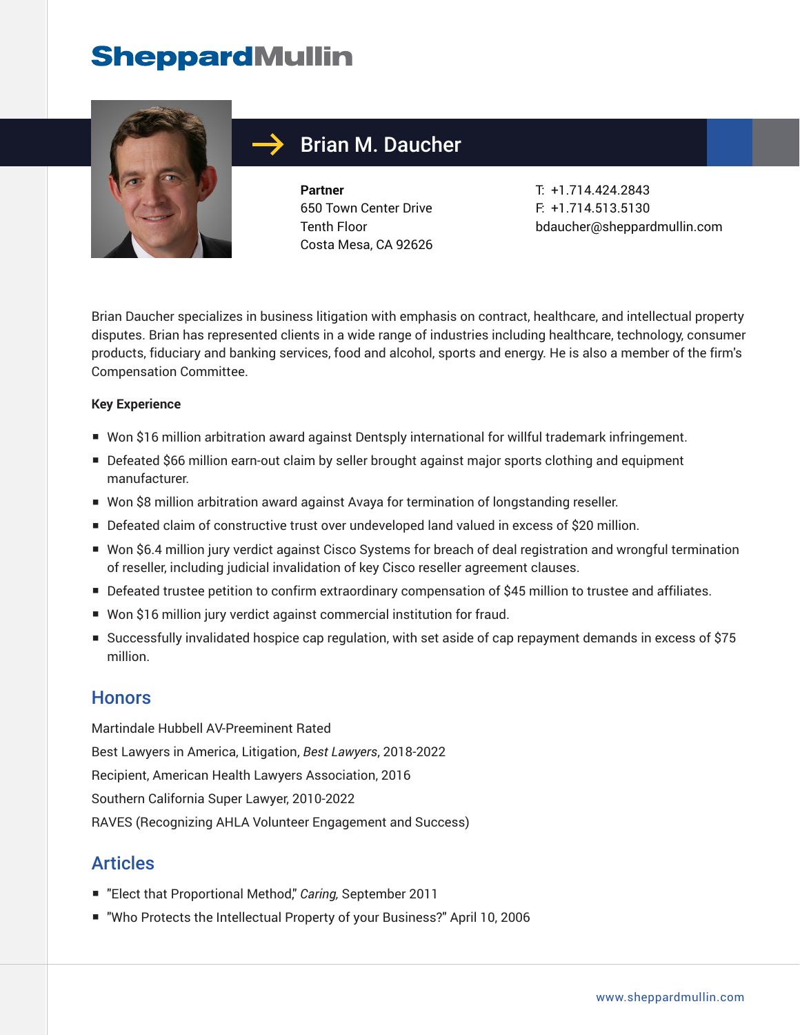# Brian M. Daucher

**Partner**
650 Town Center Drive
Tenth Floor
Costa Mesa, CA 92626

T: +1.714.424.2843
F: +1.714.513.5130
bdaucher@sheppardmullin.com

Brian Daucher specializes in business litigation with emphasis on contract, healthcare, and intellectual property disputes. Brian has represented clients in a wide range of industries including healthcare, technology, consumer products, fiduciary and banking services, food and alcohol, sports and energy. He is also a member of the firm's Compensation Committee.

**Key Experience**

- Won $16 million arbitration award against Dentsply international for willful trademark infringement.
- Defeated $66 million earn-out claim by seller brought against major sports clothing and equipment manufacturer.
- Won $8 million arbitration award against Avaya for termination of longstanding reseller.
- Defeated claim of constructive trust over undeveloped land valued in excess of $20 million.
- Won $6.4 million jury verdict against Cisco Systems for breach of deal registration and wrongful termination of reseller, including judicial invalidation of key Cisco reseller agreement clauses.
- Defeated trustee petition to confirm extraordinary compensation of $45 million to trustee and affiliates.
- Won $16 million jury verdict against commercial institution for fraud.
- Successfully invalidated hospice cap regulation, with set aside of cap repayment demands in excess of $75 million.

## Honors

Martindale Hubbell AV-Preeminent Rated

Best Lawyers in America, Litigation, *Best Lawyers*, 2018-2022

Recipient, American Health Lawyers Association, 2016

Southern California Super Lawyer, 2010-2022

RAVES (Recognizing AHLA Volunteer Engagement and Success)

## Articles

- "Elect that Proportional Method," *Caring,* September 2011
- "Who Protects the Intellectual Property of your Business?" April 10, 2006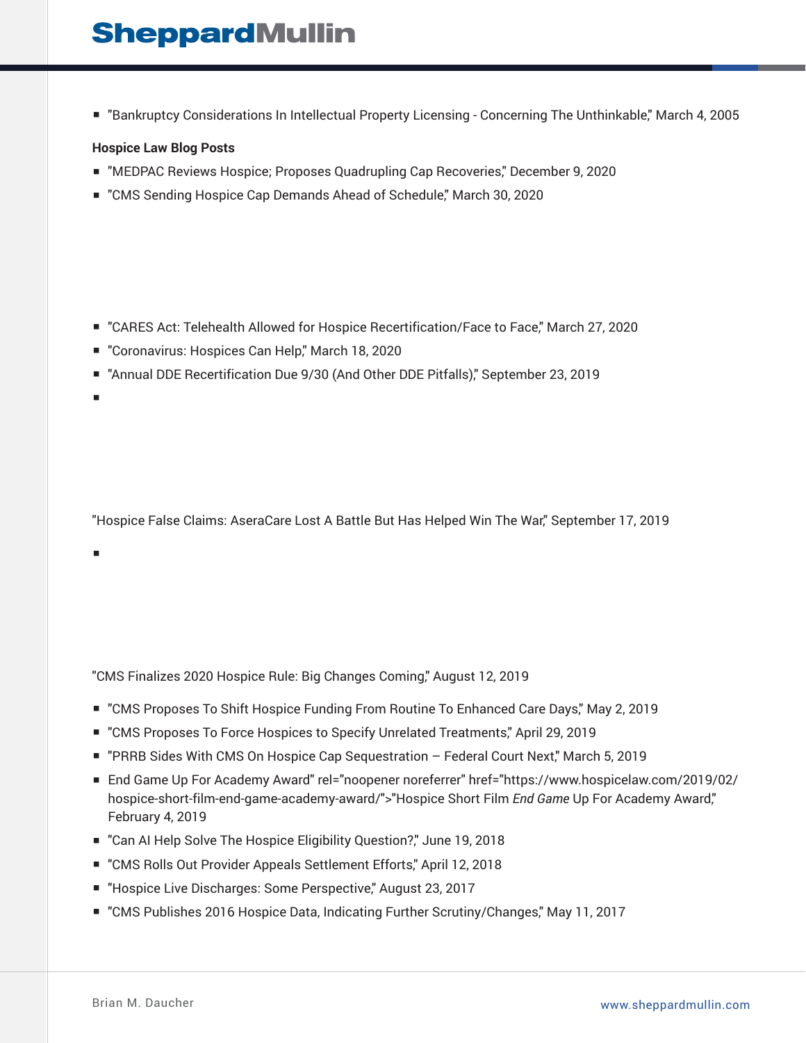- "Bankruptcy Considerations In Intellectual Property Licensing - Concerning The Unthinkable," March 4, 2005

**Hospice Law Blog Posts**

- "MEDPAC Reviews Hospice; Proposes Quadrupling Cap Recoveries," December 9, 2020
- "CMS Sending Hospice Cap Demands Ahead of Schedule," March 30, 2020
- "CARES Act: Telehealth Allowed for Hospice Recertification/Face to Face," March 27, 2020
- "Coronavirus: Hospices Can Help," March 18, 2020
- "Annual DDE Recertification Due 9/30 (And Other DDE Pitfalls)," September 23, 2019
- 

"Hospice False Claims: AseraCare Lost A Battle But Has Helped Win The War," September 17, 2019

- 

"CMS Finalizes 2020 Hospice Rule: Big Changes Coming," August 12, 2019

- "CMS Proposes To Shift Hospice Funding From Routine To Enhanced Care Days," May 2, 2019
- "CMS Proposes To Force Hospices to Specify Unrelated Treatments," April 29, 2019
- "PRRB Sides With CMS On Hospice Cap Sequestration – Federal Court Next," March 5, 2019
- End Game Up For Academy Award" rel="noopener noreferrer" href="https://www.hospicelaw.com/2019/02/hospice-short-film-end-game-academy-award/">"Hospice Short Film *End Game* Up For Academy Award," February 4, 2019
- "Can AI Help Solve The Hospice Eligibility Question?," June 19, 2018
- "CMS Rolls Out Provider Appeals Settlement Efforts," April 12, 2018
- "Hospice Live Discharges: Some Perspective," August 23, 2017
- "CMS Publishes 2016 Hospice Data, Indicating Further Scrutiny/Changes," May 11, 2017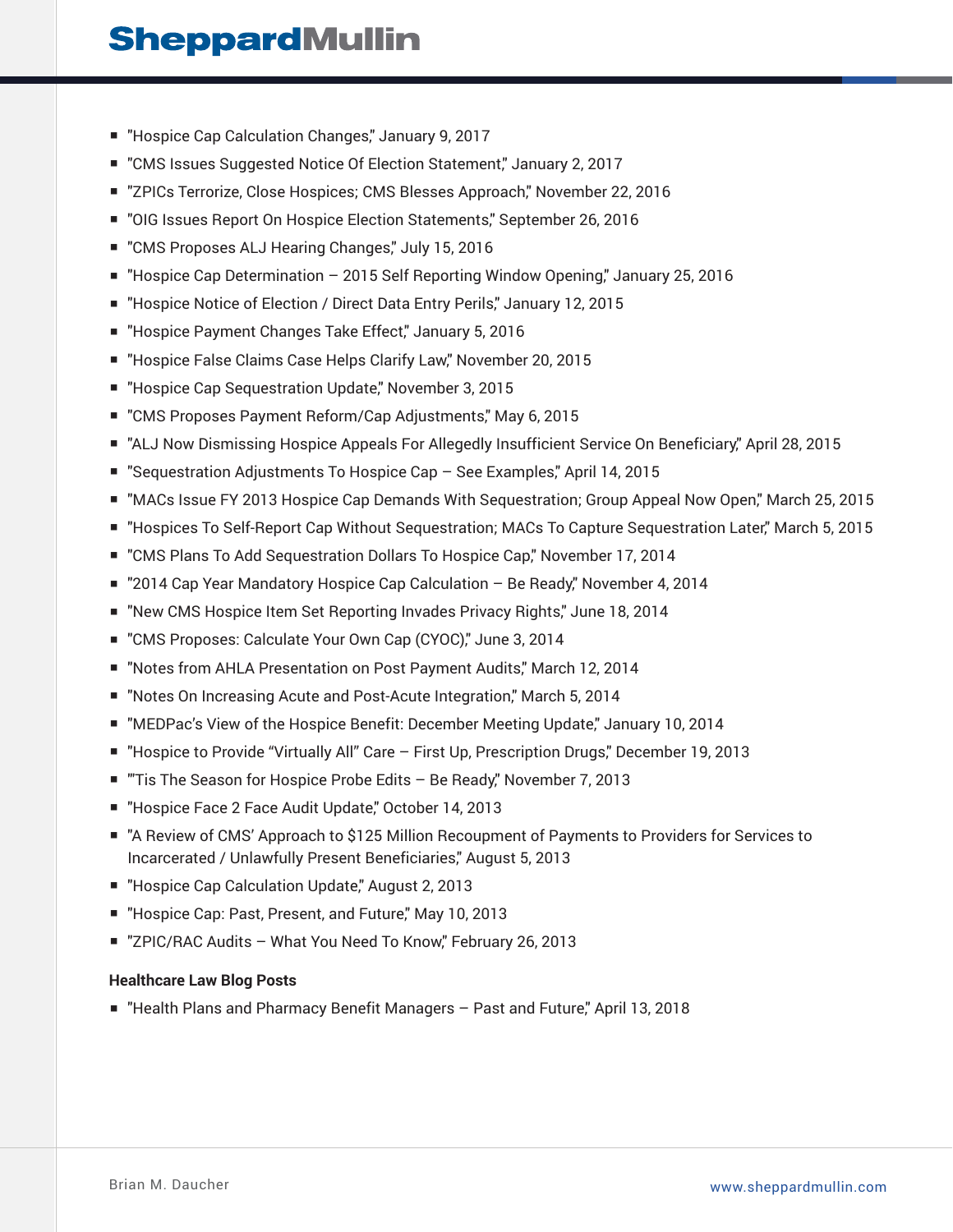- "Hospice Cap Calculation Changes," January 9, 2017
- "CMS Issues Suggested Notice Of Election Statement," January 2, 2017
- "ZPICs Terrorize, Close Hospices; CMS Blesses Approach," November 22, 2016
- "OIG Issues Report On Hospice Election Statements," September 26, 2016
- "CMS Proposes ALJ Hearing Changes," July 15, 2016
- "Hospice Cap Determination – 2015 Self Reporting Window Opening," January 25, 2016
- "Hospice Notice of Election / Direct Data Entry Perils," January 12, 2015
- "Hospice Payment Changes Take Effect," January 5, 2016
- "Hospice False Claims Case Helps Clarify Law," November 20, 2015
- "Hospice Cap Sequestration Update," November 3, 2015
- "CMS Proposes Payment Reform/Cap Adjustments," May 6, 2015
- "ALJ Now Dismissing Hospice Appeals For Allegedly Insufficient Service On Beneficiary," April 28, 2015
- "Sequestration Adjustments To Hospice Cap – See Examples," April 14, 2015
- "MACs Issue FY 2013 Hospice Cap Demands With Sequestration; Group Appeal Now Open," March 25, 2015
- "Hospices To Self-Report Cap Without Sequestration; MACs To Capture Sequestration Later," March 5, 2015
- "CMS Plans To Add Sequestration Dollars To Hospice Cap," November 17, 2014
- "2014 Cap Year Mandatory Hospice Cap Calculation – Be Ready," November 4, 2014
- "New CMS Hospice Item Set Reporting Invades Privacy Rights," June 18, 2014
- "CMS Proposes: Calculate Your Own Cap (CYOC)," June 3, 2014
- "Notes from AHLA Presentation on Post Payment Audits," March 12, 2014
- "Notes On Increasing Acute and Post-Acute Integration," March 5, 2014
- "MEDPac's View of the Hospice Benefit: December Meeting Update," January 10, 2014
- "Hospice to Provide "Virtually All" Care – First Up, Prescription Drugs," December 19, 2013
- "'Tis The Season for Hospice Probe Edits – Be Ready," November 7, 2013
- "Hospice Face 2 Face Audit Update," October 14, 2013
- "A Review of CMS' Approach to $125 Million Recoupment of Payments to Providers for Services to Incarcerated / Unlawfully Present Beneficiaries," August 5, 2013
- "Hospice Cap Calculation Update," August 2, 2013
- "Hospice Cap: Past, Present, and Future," May 10, 2013
- "ZPIC/RAC Audits – What You Need To Know," February 26, 2013

**Healthcare Law Blog Posts**

- "Health Plans and Pharmacy Benefit Managers – Past and Future," April 13, 2018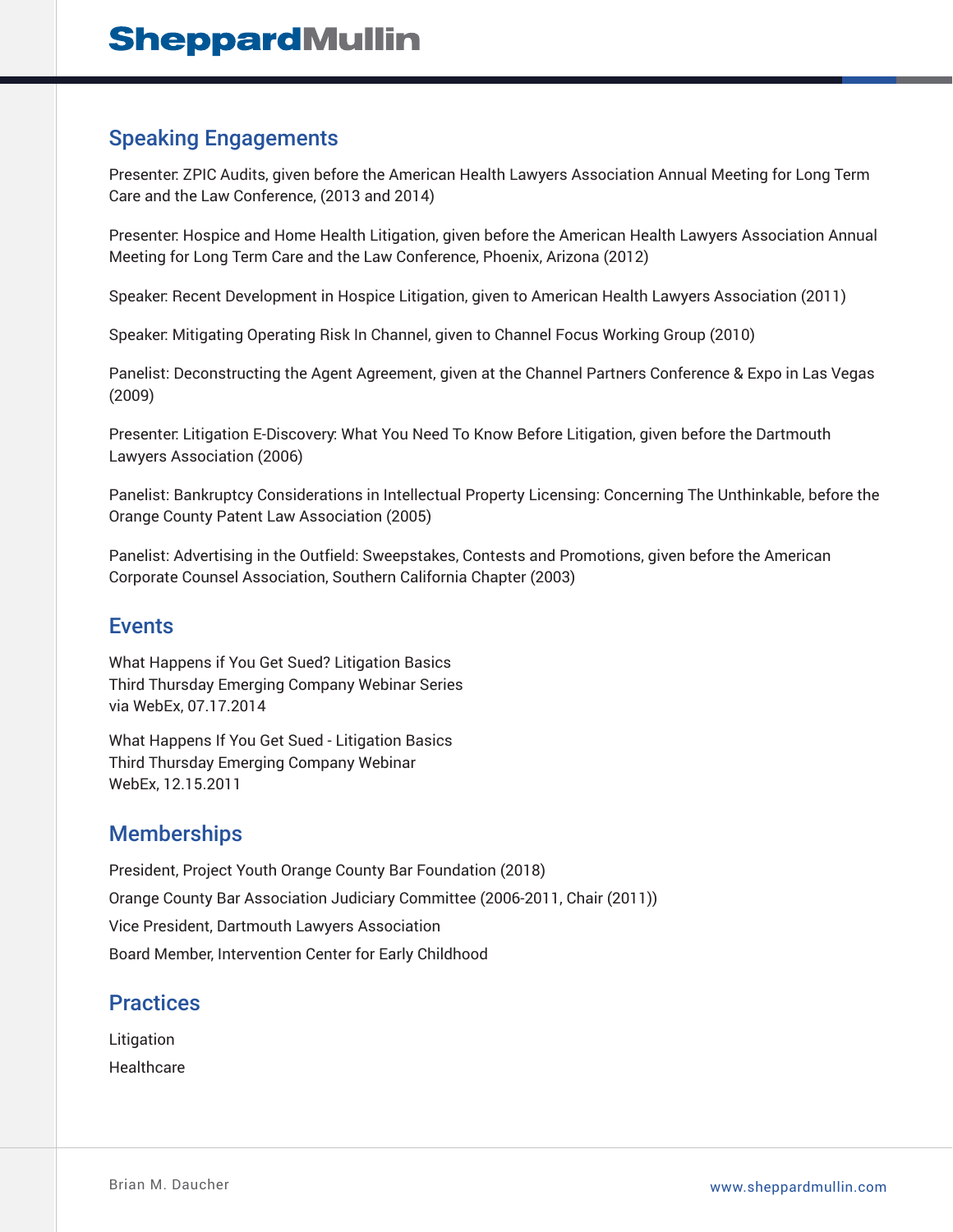## Speaking Engagements

Presenter: ZPIC Audits, given before the American Health Lawyers Association Annual Meeting for Long Term Care and the Law Conference, (2013 and 2014)

Presenter: Hospice and Home Health Litigation, given before the American Health Lawyers Association Annual Meeting for Long Term Care and the Law Conference, Phoenix, Arizona (2012)

Speaker: Recent Development in Hospice Litigation, given to American Health Lawyers Association (2011)

Speaker: Mitigating Operating Risk In Channel, given to Channel Focus Working Group (2010)

Panelist: Deconstructing the Agent Agreement, given at the Channel Partners Conference & Expo in Las Vegas (2009)

Presenter: Litigation E-Discovery: What You Need To Know Before Litigation, given before the Dartmouth Lawyers Association (2006)

Panelist: Bankruptcy Considerations in Intellectual Property Licensing: Concerning The Unthinkable, before the Orange County Patent Law Association (2005)

Panelist: Advertising in the Outfield: Sweepstakes, Contests and Promotions, given before the American Corporate Counsel Association, Southern California Chapter (2003)

## Events

What Happens if You Get Sued? Litigation Basics
Third Thursday Emerging Company Webinar Series
via WebEx, 07.17.2014

What Happens If You Get Sued - Litigation Basics
Third Thursday Emerging Company Webinar
WebEx, 12.15.2011

## Memberships

President, Project Youth Orange County Bar Foundation (2018)

Orange County Bar Association Judiciary Committee (2006-2011, Chair (2011))

Vice President, Dartmouth Lawyers Association

Board Member, Intervention Center for Early Childhood

## Practices

Litigation

Healthcare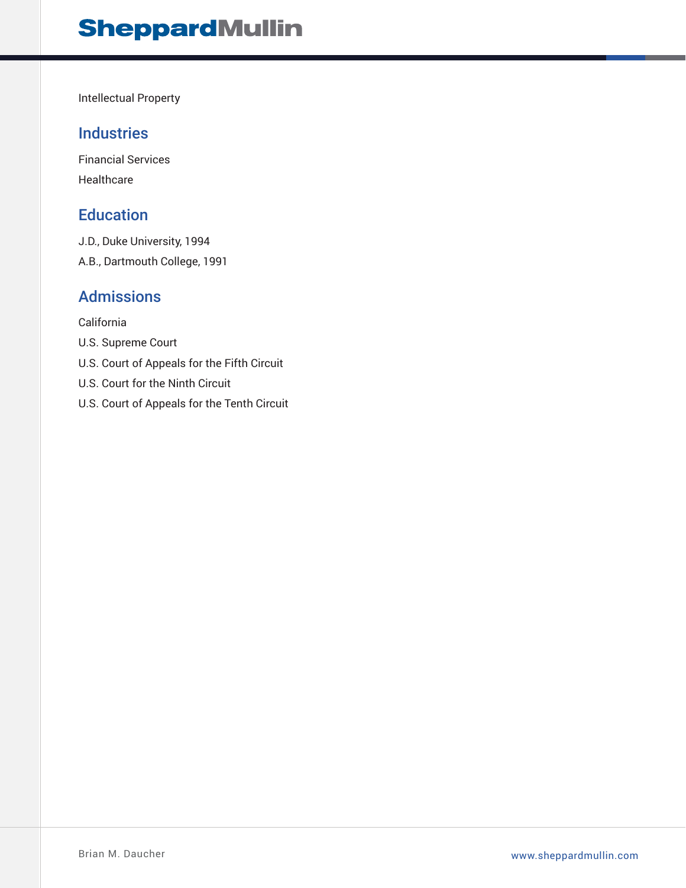Intellectual Property

## Industries

Financial Services

Healthcare

## Education

J.D., Duke University, 1994

A.B., Dartmouth College, 1991

## Admissions

California

U.S. Supreme Court

U.S. Court of Appeals for the Fifth Circuit

U.S. Court for the Ninth Circuit

U.S. Court of Appeals for the Tenth Circuit